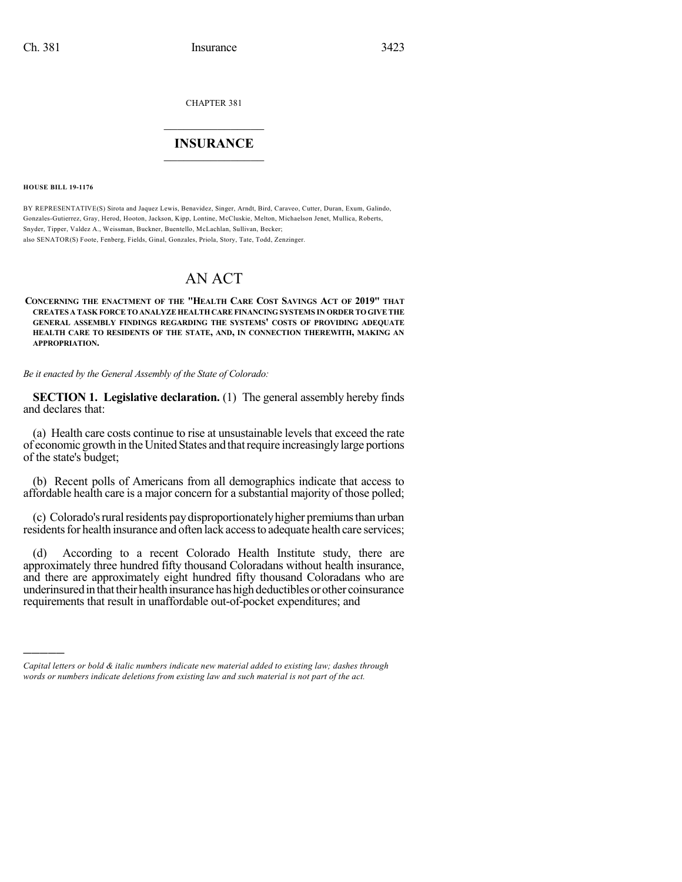CHAPTER 381

# INSURANCE

**HOUSE BILL 19-1176**

BY REPRESENTATIVE(S) Sirota and Jaquez Lewis, Benavidez, Singer, Arndt, Bird, Caraveo, Cutter, Duran, Exum, Galindo, Gonzales-Gutierrez, Gray, Herod, Hooton, Jackson, Kipp, Lontine, McCluskie, Melton, Michaelson Jenet, Mullica, Roberts, Snyder, Tipper, Valdez A., Weissman, Buckner, Buentello, McLachlan, Sullivan, Becker;
also SENATOR(S) Foote, Fenberg, Fields, Ginal, Gonzales, Priola, Story, Tate, Todd, Zenzinger.

# AN ACT

**CONCERNING THE ENACTMENT OF THE "HEALTH CARE COST SAVINGS ACT OF 2019" THAT CREATES A TASK FORCE TO ANALYZE HEALTH CARE FINANCING SYSTEMS IN ORDER TO GIVE THE GENERAL ASSEMBLY FINDINGS REGARDING THE SYSTEMS' COSTS OF PROVIDING ADEQUATE HEALTH CARE TO RESIDENTS OF THE STATE, AND, IN CONNECTION THEREWITH, MAKING AN APPROPRIATION.**

*Be it enacted by the General Assembly of the State of Colorado:*

**SECTION 1. Legislative declaration.** (1) The general assembly hereby finds and declares that:

(a) Health care costs continue to rise at unsustainable levels that exceed the rate of economic growth in the United States and that require increasingly large portions of the state's budget;

(b) Recent polls of Americans from all demographics indicate that access to affordable health care is a major concern for a substantial majority of those polled;

(c) Colorado's rural residents pay disproportionately higher premiums than urban residents for health insurance and often lack access to adequate health care services;

(d) According to a recent Colorado Health Institute study, there are approximately three hundred fifty thousand Coloradans without health insurance, and there are approximately eight hundred fifty thousand Coloradans who are underinsured in that their health insurance has high deductibles or other coinsurance requirements that result in unaffordable out-of-pocket expenditures; and

---

*Capital letters or bold & italic numbers indicate new material added to existing law; dashes through words or numbers indicate deletions from existing law and such material is not part of the act.*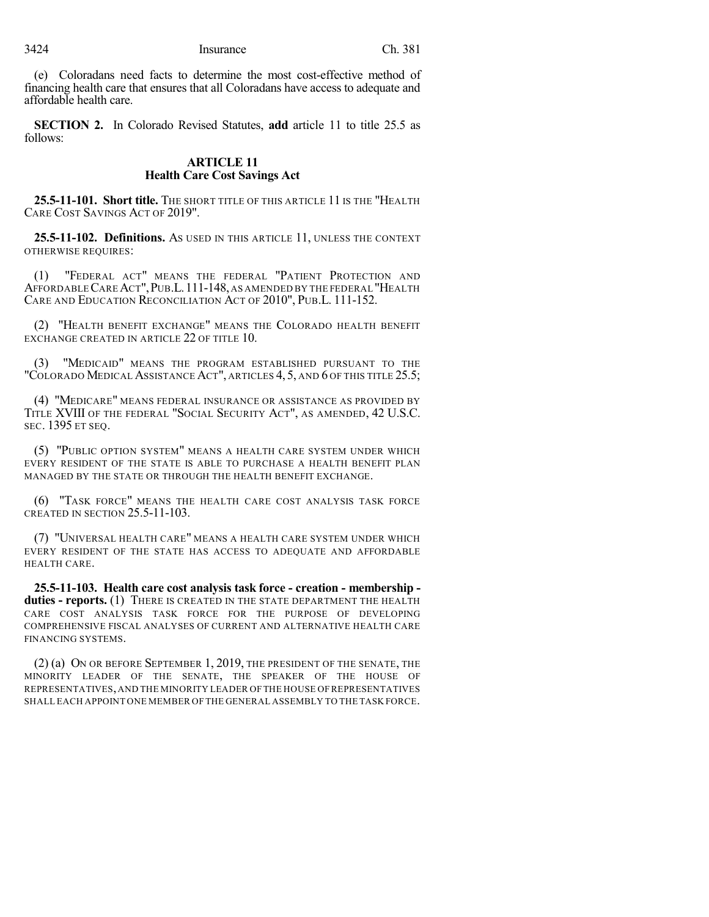(e) Coloradans need facts to determine the most cost-effective method of financing health care that ensures that all Coloradans have access to adequate and affordable health care.

**SECTION 2.** In Colorado Revised Statutes, **add** article 11 to title 25.5 as follows:

## ARTICLE 11
## Health Care Cost Savings Act

**25.5-11-101. Short title.** THE SHORT TITLE OF THIS ARTICLE 11 IS THE "HEALTH CARE COST SAVINGS ACT OF 2019".

**25.5-11-102. Definitions.** AS USED IN THIS ARTICLE 11, UNLESS THE CONTEXT OTHERWISE REQUIRES:

(1) "FEDERAL ACT" MEANS THE FEDERAL "PATIENT PROTECTION AND AFFORDABLE CARE ACT", PUB.L. 111-148, AS AMENDED BY THE FEDERAL "HEALTH CARE AND EDUCATION RECONCILIATION ACT OF 2010", PUB.L. 111-152.

(2) "HEALTH BENEFIT EXCHANGE" MEANS THE COLORADO HEALTH BENEFIT EXCHANGE CREATED IN ARTICLE 22 OF TITLE 10.

(3) "MEDICAID" MEANS THE PROGRAM ESTABLISHED PURSUANT TO THE "COLORADO MEDICAL ASSISTANCE ACT", ARTICLES 4, 5, AND 6 OF THIS TITLE 25.5;

(4) "MEDICARE" MEANS FEDERAL INSURANCE OR ASSISTANCE AS PROVIDED BY TITLE XVIII OF THE FEDERAL "SOCIAL SECURITY ACT", AS AMENDED, 42 U.S.C. SEC. 1395 ET SEQ.

(5) "PUBLIC OPTION SYSTEM" MEANS A HEALTH CARE SYSTEM UNDER WHICH EVERY RESIDENT OF THE STATE IS ABLE TO PURCHASE A HEALTH BENEFIT PLAN MANAGED BY THE STATE OR THROUGH THE HEALTH BENEFIT EXCHANGE.

(6) "TASK FORCE" MEANS THE HEALTH CARE COST ANALYSIS TASK FORCE CREATED IN SECTION 25.5-11-103.

(7) "UNIVERSAL HEALTH CARE" MEANS A HEALTH CARE SYSTEM UNDER WHICH EVERY RESIDENT OF THE STATE HAS ACCESS TO ADEQUATE AND AFFORDABLE HEALTH CARE.

**25.5-11-103. Health care cost analysis task force - creation - membership - duties - reports.** (1) THERE IS CREATED IN THE STATE DEPARTMENT THE HEALTH CARE COST ANALYSIS TASK FORCE FOR THE PURPOSE OF DEVELOPING COMPREHENSIVE FISCAL ANALYSES OF CURRENT AND ALTERNATIVE HEALTH CARE FINANCING SYSTEMS.

(2) (a) ON OR BEFORE SEPTEMBER 1, 2019, THE PRESIDENT OF THE SENATE, THE MINORITY LEADER OF THE SENATE, THE SPEAKER OF THE HOUSE OF REPRESENTATIVES, AND THE MINORITY LEADER OF THE HOUSE OF REPRESENTATIVES SHALL EACH APPOINT ONE MEMBER OF THE GENERAL ASSEMBLY TO THE TASK FORCE.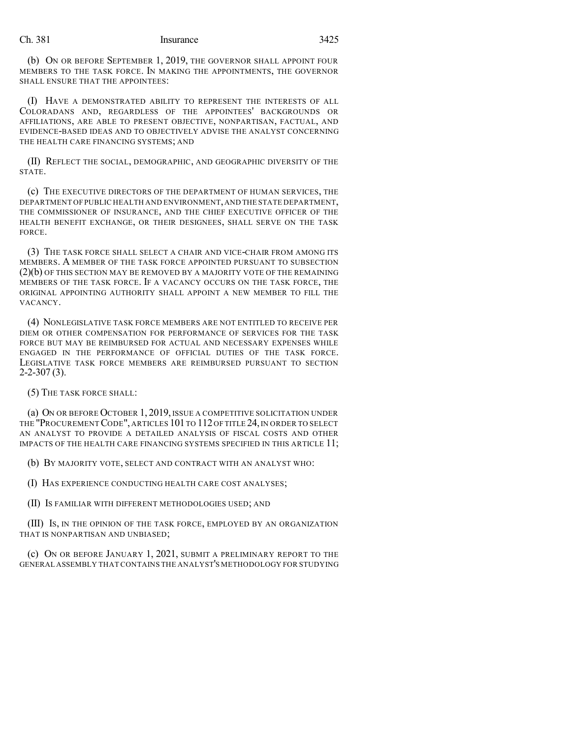(b) On or before September 1, 2019, the governor shall appoint four members to the task force. In making the appointments, the governor shall ensure that the appointees:

(I) Have a demonstrated ability to represent the interests of all Coloradans and, regardless of the appointees' backgrounds or affiliations, are able to present objective, nonpartisan, factual, and evidence-based ideas and to objectively advise the analyst concerning the health care financing systems; and

(II) Reflect the social, demographic, and geographic diversity of the state.

(c) The executive directors of the department of human services, the department of public health and environment, and the state department, the commissioner of insurance, and the chief executive officer of the health benefit exchange, or their designees, shall serve on the task force.

(3) The task force shall select a chair and vice-chair from among its members. A member of the task force appointed pursuant to subsection (2)(b) of this section may be removed by a majority vote of the remaining members of the task force. If a vacancy occurs on the task force, the original appointing authority shall appoint a new member to fill the vacancy.

(4) Nonlegislative task force members are not entitled to receive per diem or other compensation for performance of services for the task force but may be reimbursed for actual and necessary expenses while engaged in the performance of official duties of the task force. Legislative task force members are reimbursed pursuant to section 2-2-307 (3).

(5) The task force shall:

(a) On or before October 1, 2019, issue a competitive solicitation under the "Procurement Code", articles 101 to 112 of title 24, in order to select an analyst to provide a detailed analysis of fiscal costs and other impacts of the health care financing systems specified in this article 11;

(b) By majority vote, select and contract with an analyst who:

(I) Has experience conducting health care cost analyses;

(II) Is familiar with different methodologies used; and

(III) Is, in the opinion of the task force, employed by an organization that is nonpartisan and unbiased;

(c) On or before January 1, 2021, submit a preliminary report to the general assembly that contains the analyst's methodology for studying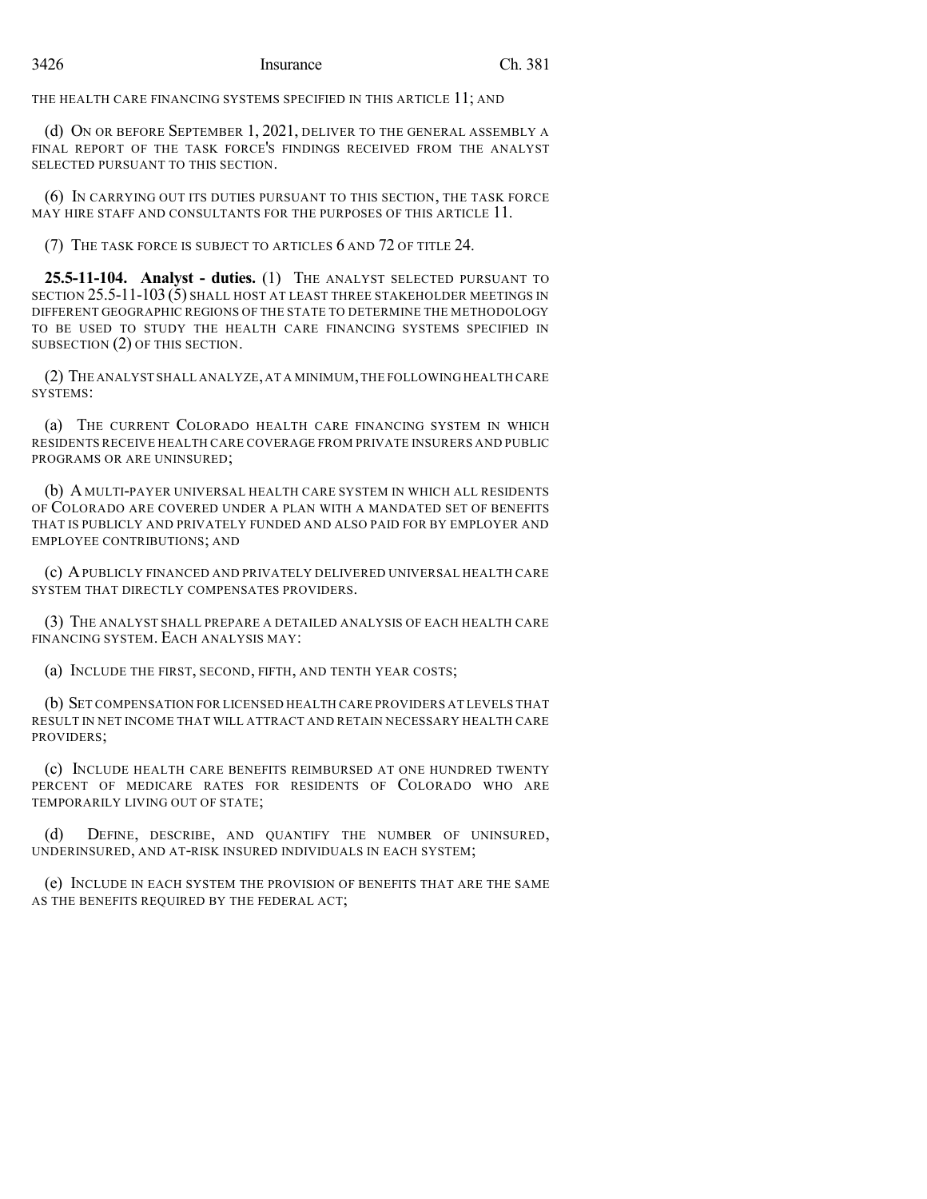THE HEALTH CARE FINANCING SYSTEMS SPECIFIED IN THIS ARTICLE 11; AND

(d) ON OR BEFORE SEPTEMBER 1, 2021, DELIVER TO THE GENERAL ASSEMBLY A FINAL REPORT OF THE TASK FORCE'S FINDINGS RECEIVED FROM THE ANALYST SELECTED PURSUANT TO THIS SECTION.

(6) IN CARRYING OUT ITS DUTIES PURSUANT TO THIS SECTION, THE TASK FORCE MAY HIRE STAFF AND CONSULTANTS FOR THE PURPOSES OF THIS ARTICLE 11.

(7) THE TASK FORCE IS SUBJECT TO ARTICLES 6 AND 72 OF TITLE 24.

**25.5-11-104. Analyst - duties.** (1) THE ANALYST SELECTED PURSUANT TO SECTION 25.5-11-103 (5) SHALL HOST AT LEAST THREE STAKEHOLDER MEETINGS IN DIFFERENT GEOGRAPHIC REGIONS OF THE STATE TO DETERMINE THE METHODOLOGY TO BE USED TO STUDY THE HEALTH CARE FINANCING SYSTEMS SPECIFIED IN SUBSECTION (2) OF THIS SECTION.

(2) THE ANALYST SHALL ANALYZE, AT A MINIMUM, THE FOLLOWING HEALTH CARE SYSTEMS:

(a) THE CURRENT COLORADO HEALTH CARE FINANCING SYSTEM IN WHICH RESIDENTS RECEIVE HEALTH CARE COVERAGE FROM PRIVATE INSURERS AND PUBLIC PROGRAMS OR ARE UNINSURED;

(b) A MULTI-PAYER UNIVERSAL HEALTH CARE SYSTEM IN WHICH ALL RESIDENTS OF COLORADO ARE COVERED UNDER A PLAN WITH A MANDATED SET OF BENEFITS THAT IS PUBLICLY AND PRIVATELY FUNDED AND ALSO PAID FOR BY EMPLOYER AND EMPLOYEE CONTRIBUTIONS; AND

(c) A PUBLICLY FINANCED AND PRIVATELY DELIVERED UNIVERSAL HEALTH CARE SYSTEM THAT DIRECTLY COMPENSATES PROVIDERS.

(3) THE ANALYST SHALL PREPARE A DETAILED ANALYSIS OF EACH HEALTH CARE FINANCING SYSTEM. EACH ANALYSIS MAY:

(a) INCLUDE THE FIRST, SECOND, FIFTH, AND TENTH YEAR COSTS;

(b) SET COMPENSATION FOR LICENSED HEALTH CARE PROVIDERS AT LEVELS THAT RESULT IN NET INCOME THAT WILL ATTRACT AND RETAIN NECESSARY HEALTH CARE PROVIDERS;

(c) INCLUDE HEALTH CARE BENEFITS REIMBURSED AT ONE HUNDRED TWENTY PERCENT OF MEDICARE RATES FOR RESIDENTS OF COLORADO WHO ARE TEMPORARILY LIVING OUT OF STATE;

(d) DEFINE, DESCRIBE, AND QUANTIFY THE NUMBER OF UNINSURED, UNDERINSURED, AND AT-RISK INSURED INDIVIDUALS IN EACH SYSTEM;

(e) INCLUDE IN EACH SYSTEM THE PROVISION OF BENEFITS THAT ARE THE SAME AS THE BENEFITS REQUIRED BY THE FEDERAL ACT;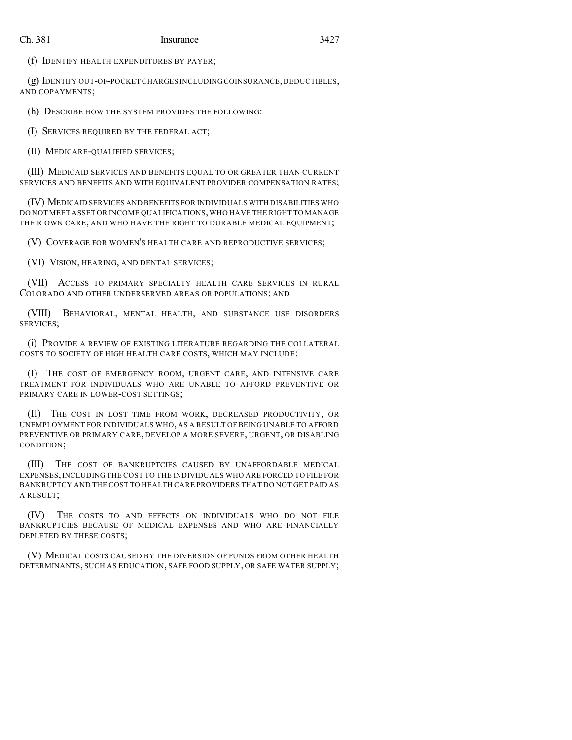(f) IDENTIFY HEALTH EXPENDITURES BY PAYER;

(g) IDENTIFY OUT-OF-POCKET CHARGES INCLUDING COINSURANCE, DEDUCTIBLES, AND COPAYMENTS;

(h) DESCRIBE HOW THE SYSTEM PROVIDES THE FOLLOWING:

(I) SERVICES REQUIRED BY THE FEDERAL ACT;

(II) MEDICARE-QUALIFIED SERVICES;

(III) MEDICAID SERVICES AND BENEFITS EQUAL TO OR GREATER THAN CURRENT SERVICES AND BENEFITS AND WITH EQUIVALENT PROVIDER COMPENSATION RATES;

(IV) MEDICAID SERVICES AND BENEFITS FOR INDIVIDUALS WITH DISABILITIES WHO DO NOT MEET ASSET OR INCOME QUALIFICATIONS, WHO HAVE THE RIGHT TO MANAGE THEIR OWN CARE, AND WHO HAVE THE RIGHT TO DURABLE MEDICAL EQUIPMENT;

(V) COVERAGE FOR WOMEN'S HEALTH CARE AND REPRODUCTIVE SERVICES;

(VI) VISION, HEARING, AND DENTAL SERVICES;

(VII) ACCESS TO PRIMARY SPECIALTY HEALTH CARE SERVICES IN RURAL COLORADO AND OTHER UNDERSERVED AREAS OR POPULATIONS; AND

(VIII) BEHAVIORAL, MENTAL HEALTH, AND SUBSTANCE USE DISORDERS SERVICES;

(i) PROVIDE A REVIEW OF EXISTING LITERATURE REGARDING THE COLLATERAL COSTS TO SOCIETY OF HIGH HEALTH CARE COSTS, WHICH MAY INCLUDE:

(I) THE COST OF EMERGENCY ROOM, URGENT CARE, AND INTENSIVE CARE TREATMENT FOR INDIVIDUALS WHO ARE UNABLE TO AFFORD PREVENTIVE OR PRIMARY CARE IN LOWER-COST SETTINGS;

(II) THE COST IN LOST TIME FROM WORK, DECREASED PRODUCTIVITY, OR UNEMPLOYMENT FOR INDIVIDUALS WHO, AS A RESULT OF BEING UNABLE TO AFFORD PREVENTIVE OR PRIMARY CARE, DEVELOP A MORE SEVERE, URGENT, OR DISABLING CONDITION;

(III) THE COST OF BANKRUPTCIES CAUSED BY UNAFFORDABLE MEDICAL EXPENSES, INCLUDING THE COST TO THE INDIVIDUALS WHO ARE FORCED TO FILE FOR BANKRUPTCY AND THE COST TO HEALTH CARE PROVIDERS THAT DO NOT GET PAID AS A RESULT;

(IV) THE COSTS TO AND EFFECTS ON INDIVIDUALS WHO DO NOT FILE BANKRUPTCIES BECAUSE OF MEDICAL EXPENSES AND WHO ARE FINANCIALLY DEPLETED BY THESE COSTS;

(V) MEDICAL COSTS CAUSED BY THE DIVERSION OF FUNDS FROM OTHER HEALTH DETERMINANTS, SUCH AS EDUCATION, SAFE FOOD SUPPLY, OR SAFE WATER SUPPLY;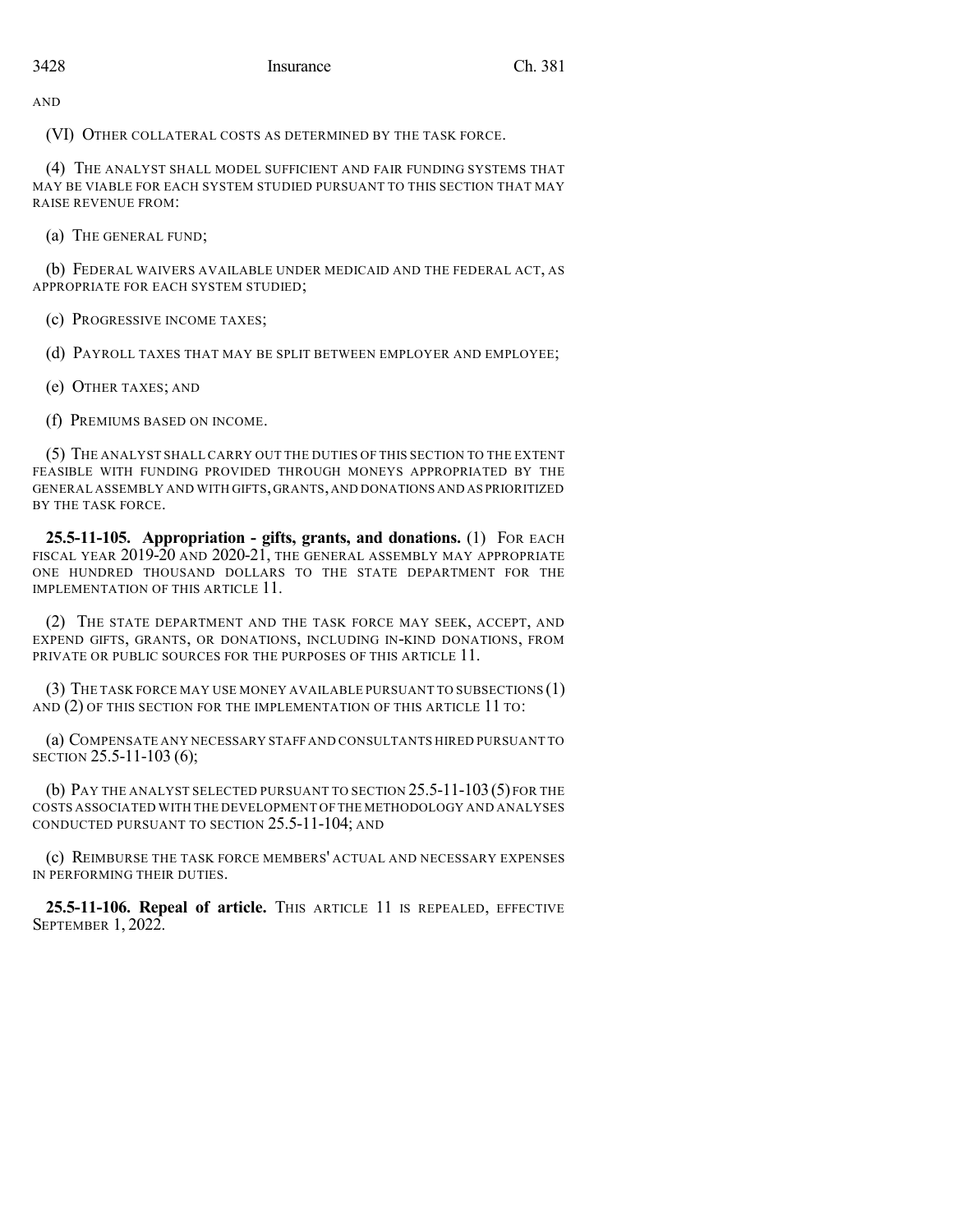AND

(VI) OTHER COLLATERAL COSTS AS DETERMINED BY THE TASK FORCE.

(4) THE ANALYST SHALL MODEL SUFFICIENT AND FAIR FUNDING SYSTEMS THAT MAY BE VIABLE FOR EACH SYSTEM STUDIED PURSUANT TO THIS SECTION THAT MAY RAISE REVENUE FROM:

(a) THE GENERAL FUND;

(b) FEDERAL WAIVERS AVAILABLE UNDER MEDICAID AND THE FEDERAL ACT, AS APPROPRIATE FOR EACH SYSTEM STUDIED;

(c) PROGRESSIVE INCOME TAXES;

(d) PAYROLL TAXES THAT MAY BE SPLIT BETWEEN EMPLOYER AND EMPLOYEE;

(e) OTHER TAXES; AND

(f) PREMIUMS BASED ON INCOME.

(5) THE ANALYST SHALL CARRY OUT THE DUTIES OF THIS SECTION TO THE EXTENT FEASIBLE WITH FUNDING PROVIDED THROUGH MONEYS APPROPRIATED BY THE GENERAL ASSEMBLY AND WITH GIFTS, GRANTS, AND DONATIONS AND AS PRIORITIZED BY THE TASK FORCE.

**25.5-11-105. Appropriation - gifts, grants, and donations.** (1) FOR EACH FISCAL YEAR 2019-20 AND 2020-21, THE GENERAL ASSEMBLY MAY APPROPRIATE ONE HUNDRED THOUSAND DOLLARS TO THE STATE DEPARTMENT FOR THE IMPLEMENTATION OF THIS ARTICLE 11.

(2) THE STATE DEPARTMENT AND THE TASK FORCE MAY SEEK, ACCEPT, AND EXPEND GIFTS, GRANTS, OR DONATIONS, INCLUDING IN-KIND DONATIONS, FROM PRIVATE OR PUBLIC SOURCES FOR THE PURPOSES OF THIS ARTICLE 11.

(3) THE TASK FORCE MAY USE MONEY AVAILABLE PURSUANT TO SUBSECTIONS (1) AND (2) OF THIS SECTION FOR THE IMPLEMENTATION OF THIS ARTICLE 11 TO:

(a) COMPENSATE ANY NECESSARY STAFF AND CONSULTANTS HIRED PURSUANT TO SECTION 25.5-11-103 (6);

(b) PAY THE ANALYST SELECTED PURSUANT TO SECTION 25.5-11-103 (5) FOR THE COSTS ASSOCIATED WITH THE DEVELOPMENT OF THE METHODOLOGY AND ANALYSES CONDUCTED PURSUANT TO SECTION 25.5-11-104; AND

(c) REIMBURSE THE TASK FORCE MEMBERS' ACTUAL AND NECESSARY EXPENSES IN PERFORMING THEIR DUTIES.

**25.5-11-106. Repeal of article.** THIS ARTICLE 11 IS REPEALED, EFFECTIVE SEPTEMBER 1, 2022.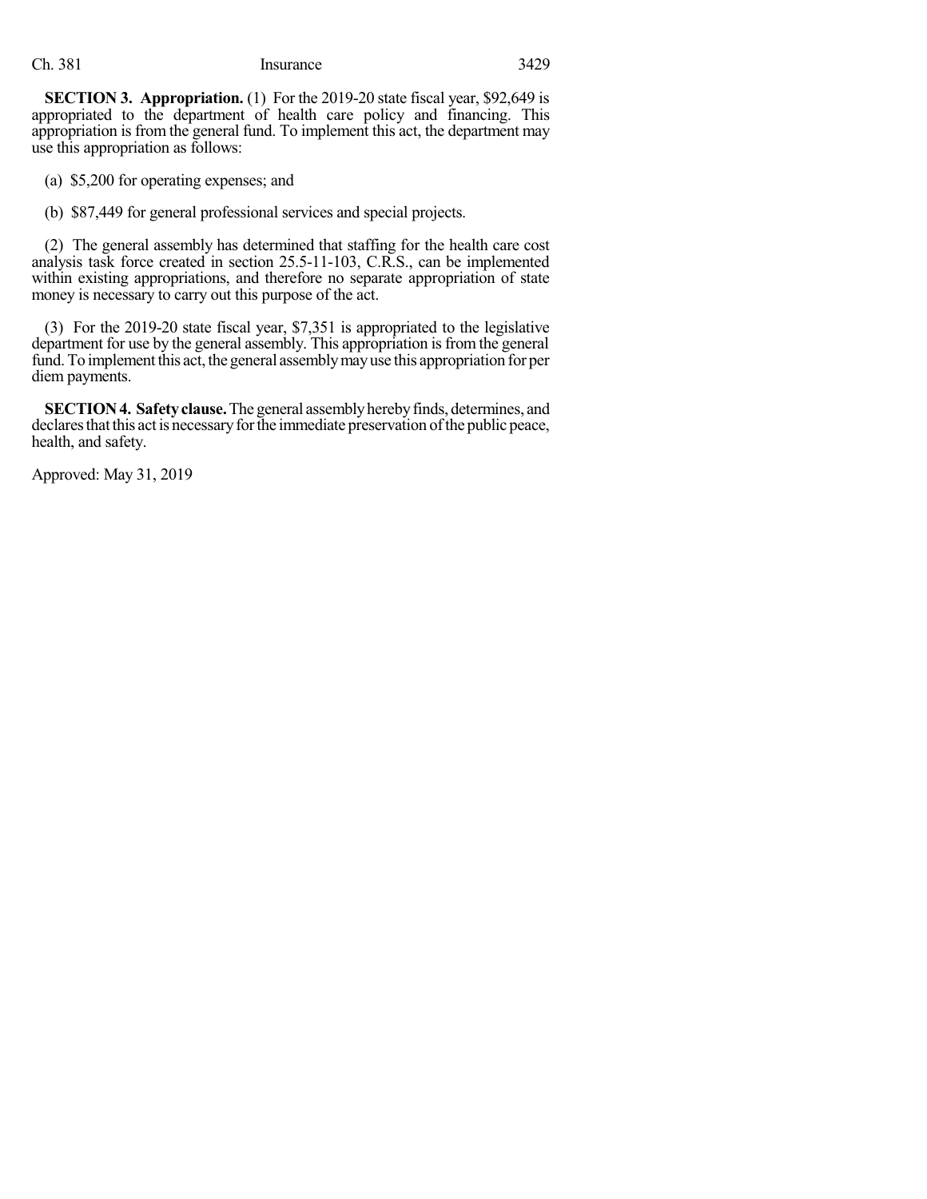**SECTION 3. Appropriation.** (1) For the 2019-20 state fiscal year, $92,649 is appropriated to the department of health care policy and financing. This appropriation is from the general fund. To implement this act, the department may use this appropriation as follows:

(a) $5,200 for operating expenses; and

(b) $87,449 for general professional services and special projects.

(2) The general assembly has determined that staffing for the health care cost analysis task force created in section 25.5-11-103, C.R.S., can be implemented within existing appropriations, and therefore no separate appropriation of state money is necessary to carry out this purpose of the act.

(3) For the 2019-20 state fiscal year, $7,351 is appropriated to the legislative department for use by the general assembly. This appropriation is from the general fund. To implement this act, the general assembly may use this appropriation for per diem payments.

**SECTION 4. Safety clause.** The general assembly hereby finds, determines, and declares that this act is necessary for the immediate preservation of the public peace, health, and safety.

Approved: May 31, 2019